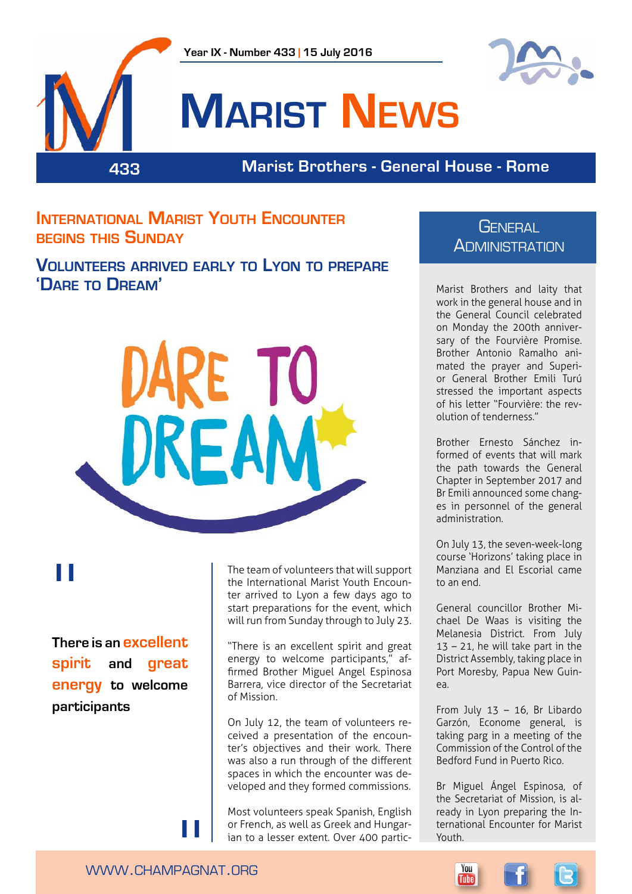Year IX - Number 433 | 15 July 2016

# Marist News

433 — Marist Brothers - General House - Rome

## International Marist Youth Encounter begins this Sunday

### Volunteers arrived early to Lyon to prepare 'Dare to Dream'

DARE TO DREAM

> **There is an excellent spirit and great energy to welcome participants**

The team of volunteers that will support the International Marist Youth Encounter arrived to Lyon a few days ago to start preparations for the event, which will run from Sunday through to July 23.

"There is an excellent spirit and great energy to welcome participants," affirmed Brother Miguel Angel Espinosa Barrera, vice director of the Secretariat of Mission.

On July 12, the team of volunteers received a presentation of the encounter's objectives and their work. There was also a run through of the different spaces in which the encounter was developed and they formed commissions.

Most volunteers speak Spanish, English or French, as well as Greek and Hungarian to a lesser extent. Over 400 partic-

## General Administration

Marist Brothers and laity that work in the general house and in the General Council celebrated on Monday the 200th anniversary of the Fourvière Promise. Brother Antonio Ramalho animated the prayer and Superior General Brother Emili Turú stressed the important aspects of his letter "Fourvière: the revolution of tenderness."

Brother Ernesto Sánchez informed of events that will mark the path towards the General Chapter in September 2017 and Br Emili announced some changes in personnel of the general administration.

On July 13, the seven-week-long course 'Horizons' taking place in Manziana and El Escorial came to an end.

General councillor Brother Michael De Waas is visiting the Melanesia District. From July 13 – 21, he will take part in the District Assembly, taking place in Port Moresby, Papua New Guinea.

From July 13 – 16, Br Libardo Garzón, Econome general, is taking parg in a meeting of the Commission of the Control of the Bedford Fund in Puerto Rico.

Br Miguel Ángel Espinosa, of the Secretariat of Mission, is already in Lyon preparing the International Encounter for Marist Youth.

WWW.CHAMPAGNAT.ORG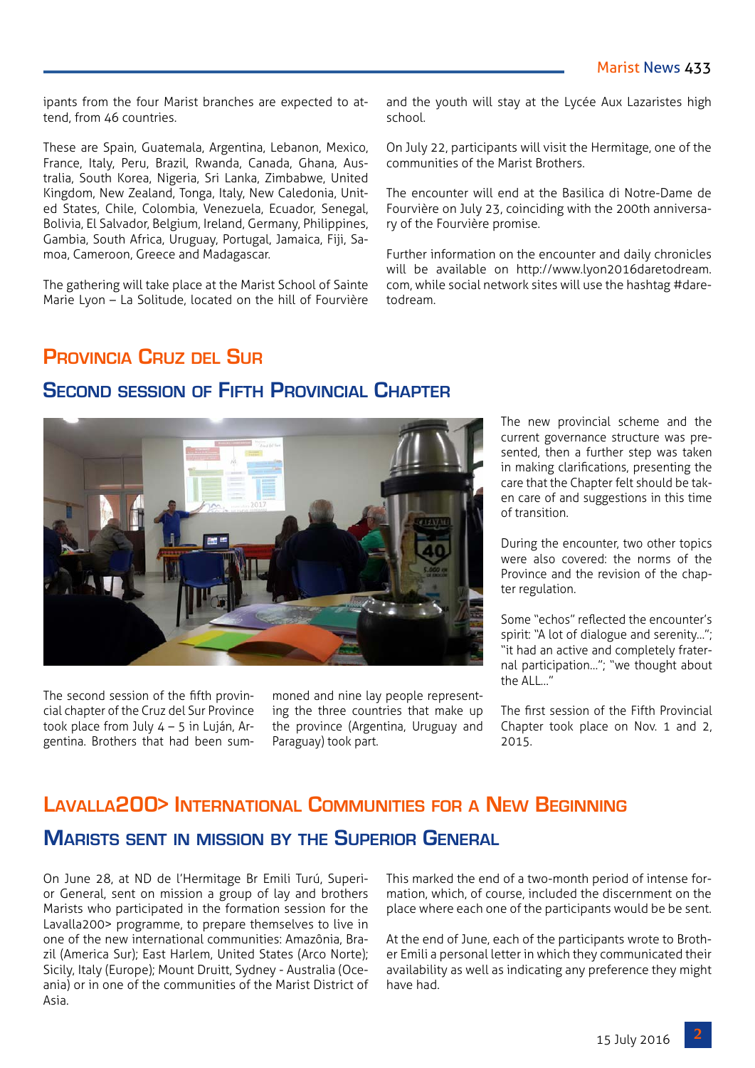ipants from the four Marist branches are expected to attend, from 46 countries.

These are Spain, Guatemala, Argentina, Lebanon, Mexico, France, Italy, Peru, Brazil, Rwanda, Canada, Ghana, Australia, South Korea, Nigeria, Sri Lanka, Zimbabwe, United Kingdom, New Zealand, Tonga, Italy, New Caledonia, United States, Chile, Colombia, Venezuela, Ecuador, Senegal, Bolivia, El Salvador, Belgium, Ireland, Germany, Philippines, Gambia, South Africa, Uruguay, Portugal, Jamaica, Fiji, Samoa, Cameroon, Greece and Madagascar.

The gathering will take place at the Marist School of Sainte Marie Lyon – La Solitude, located on the hill of Fourvière and the youth will stay at the Lycée Aux Lazaristes high school.

On July 22, participants will visit the Hermitage, one of the communities of the Marist Brothers.

The encounter will end at the Basilica di Notre-Dame de Fourvière on July 23, coinciding with the 200th anniversary of the Fourvière promise.

Further information on the encounter and daily chronicles will be available on http://www.lyon2016daretodream.com, while social network sites will use the hashtag #daretodream.

# Provincia Cruz del Sur

## Second session of Fifth Provincial Chapter

The second session of the fifth provincial chapter of the Cruz del Sur Province took place from July 4 – 5 in Luján, Argentina. Brothers that had been summoned and nine lay people representing the three countries that make up the province (Argentina, Uruguay and Paraguay) took part.

The new provincial scheme and the current governance structure was presented, then a further step was taken in making clarifications, presenting the care that the Chapter felt should be taken care of and suggestions in this time of transition.

During the encounter, two other topics were also covered: the norms of the Province and the revision of the chapter regulation.

Some "echos" reflected the encounter's spirit: "A lot of dialogue and serenity…"; "it had an active and completely fraternal participation…"; "we thought about the ALL…"

The first session of the Fifth Provincial Chapter took place on Nov. 1 and 2, 2015.

# Lavalla200> International Communities for a New Beginning

## Marists sent in mission by the Superior General

On June 28, at ND de l'Hermitage Br Emili Turú, Superior General, sent on mission a group of lay and brothers Marists who participated in the formation session for the Lavalla200> programme, to prepare themselves to live in one of the new international communities: Amazônia, Brazil (America Sur); East Harlem, United States (Arco Norte); Sicily, Italy (Europe); Mount Druitt, Sydney - Australia (Oceania) or in one of the communities of the Marist District of Asia.

This marked the end of a two-month period of intense formation, which, of course, included the discernment on the place where each one of the participants would be be sent.

At the end of June, each of the participants wrote to Brother Emili a personal letter in which they communicated their availability as well as indicating any preference they might have had.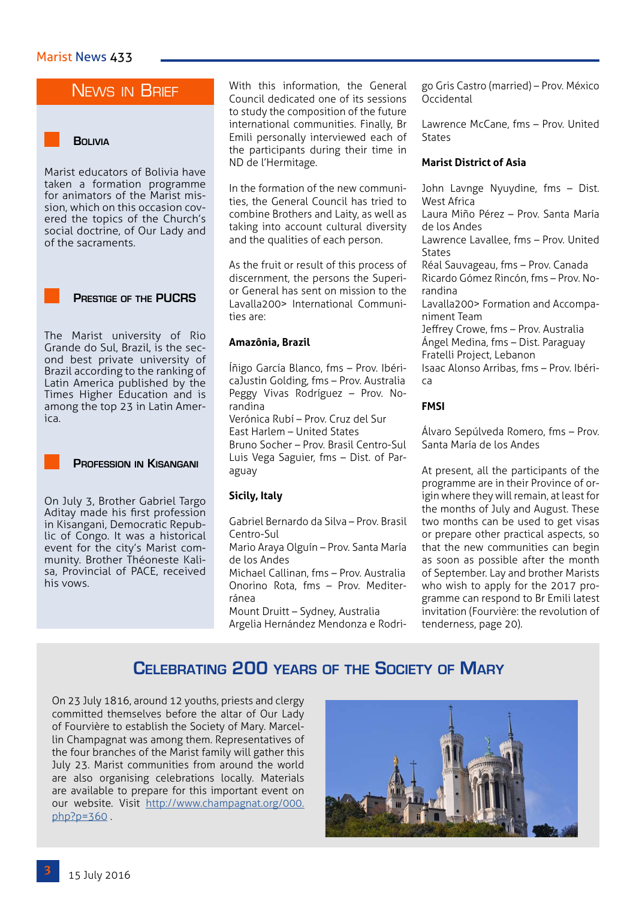## News in Brief

### Bolivia

Marist educators of Bolivia have taken a formation programme for animators of the Marist mission, which on this occasion covered the topics of the Church's social doctrine, of Our Lady and of the sacraments.

### Prestige of the PUCRS

The Marist university of Rio Grande do Sul, Brazil, is the second best private university of Brazil according to the ranking of Latin America published by the Times Higher Education and is among the top 23 in Latin America.

### Profession in Kisangani

On July 3, Brother Gabriel Targo Aditay made his first profession in Kisangani, Democratic Republic of Congo. It was a historical event for the city's Marist community. Brother Théoneste Kalisa, Provincial of PACE, received his vows.

With this information, the General Council dedicated one of its sessions to study the composition of the future international communities. Finally, Br Emili personally interviewed each of the participants during their time in ND de l'Hermitage.

In the formation of the new communities, the General Council has tried to combine Brothers and Laity, as well as taking into account cultural diversity and the qualities of each person.

As the fruit or result of this process of discernment, the persons the Superior General has sent on mission to the Lavalla200> International Communities are:

**Amazônia, Brazil**

Íñigo García Blanco, fms – Prov. IbéricaJustin Golding, fms – Prov. Australia
Peggy Vivas Rodríguez – Prov. Norandina
Verónica Rubí – Prov. Cruz del Sur
East Harlem – United States
Bruno Socher – Prov. Brasil Centro-Sul
Luis Vega Saguier, fms – Dist. of Paraguay

**Sicily, Italy**

Gabriel Bernardo da Silva – Prov. Brasil Centro-Sul
Mario Araya Olguín – Prov. Santa María de los Andes
Michael Callinan, fms – Prov. Australia
Onorino Rota, fms – Prov. Mediterránea
Mount Druitt – Sydney, Australia
Argelia Hernández Mendonza e Rodrigo Gris Castro (married) – Prov. México Occidental

Lawrence McCane, fms – Prov. United States

**Marist District of Asia**

John Lavnge Nyuydine, fms – Dist. West Africa
Laura Miño Pérez – Prov. Santa María de los Andes
Lawrence Lavallee, fms – Prov. United States
Réal Sauvageau, fms – Prov. Canada
Ricardo Gómez Rincón, fms – Prov. Norandina
Lavalla200> Formation and Accompaniment Team
Jeffrey Crowe, fms – Prov. Australia
Ángel Medina, fms – Dist. Paraguay
Fratelli Project, Lebanon
Isaac Alonso Arribas, fms – Prov. Ibérica

**FMSI**

Álvaro Sepúlveda Romero, fms – Prov. Santa María de los Andes

At present, all the participants of the programme are in their Province of origin where they will remain, at least for the months of July and August. These two months can be used to get visas or prepare other practical aspects, so that the new communities can begin as soon as possible after the month of September. Lay and brother Marists who wish to apply for the 2017 programme can respond to Br Emili latest invitation (Fourvière: the revolution of tenderness, page 20).

## Celebrating 200 years of the Society of Mary

On 23 July 1816, around 12 youths, priests and clergy committed themselves before the altar of Our Lady of Fourvière to establish the Society of Mary. Marcellin Champagnat was among them. Representatives of the four branches of the Marist family will gather this July 23. Marist communities from around the world are also organising celebrations locally. Materials are available to prepare for this important event on our website. Visit http://www.champagnat.org/000.php?p=360 .

15 July 2016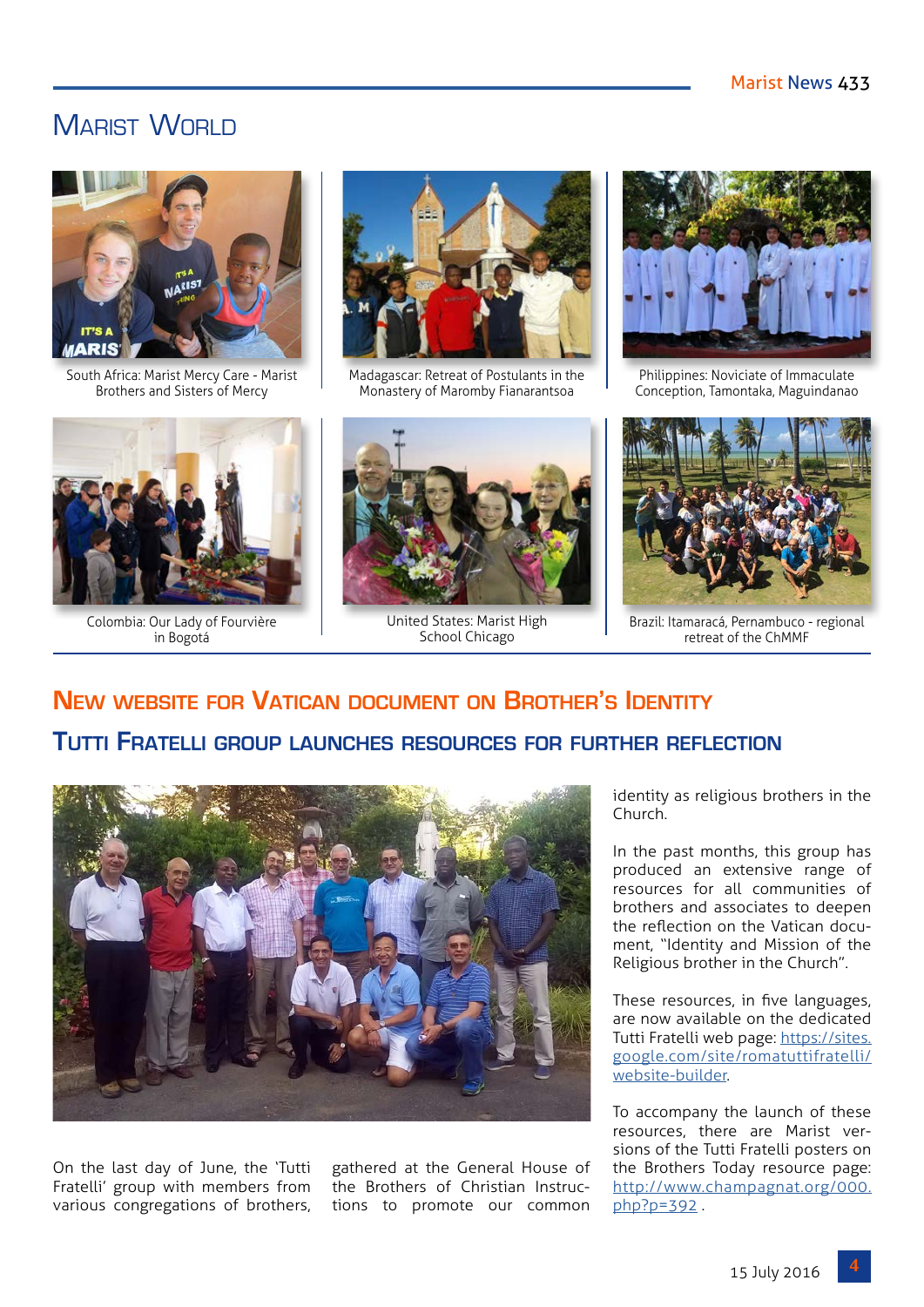# Marist World

South Africa: Marist Mercy Care - Marist Brothers and Sisters of Mercy

Madagascar: Retreat of Postulants in the Monastery of Maromby Fianarantsoa

Philippines: Noviciate of Immaculate Conception, Tamontaka, Maguindanao

Colombia: Our Lady of Fourvière in Bogotá

United States: Marist High School Chicago

Brazil: Itamaracá, Pernambuco - regional retreat of the ChMMF

## New website for Vatican document on Brother's Identity

### Tutti Fratelli group launches resources for further reflection

On the last day of June, the 'Tutti Fratelli' group with members from various congregations of brothers, gathered at the General House of the Brothers of Christian Instructions to promote our common identity as religious brothers in the Church.

In the past months, this group has produced an extensive range of resources for all communities of brothers and associates to deepen the reflection on the Vatican document, "Identity and Mission of the Religious brother in the Church".

These resources, in five languages, are now available on the dedicated Tutti Fratelli web page: https://sites.google.com/site/romatuttifratelli/website-builder.

To accompany the launch of these resources, there are Marist versions of the Tutti Fratelli posters on the Brothers Today resource page: http://www.champagnat.org/000.php?p=392 .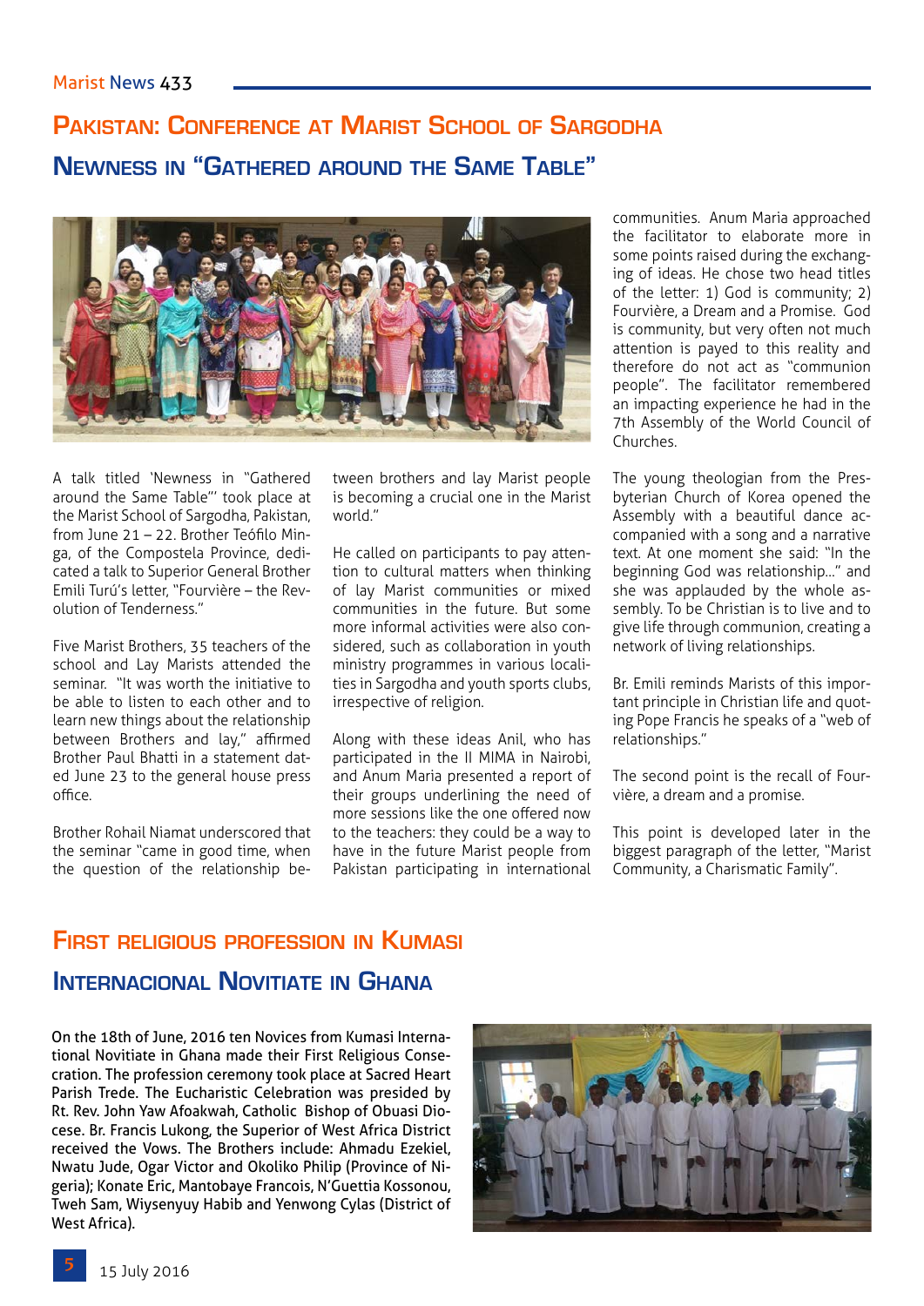# Pakistan: Conference at Marist School of Sargodha

## Newness in "Gathered around the Same Table"

A talk titled 'Newness in "Gathered around the Same Table"' took place at the Marist School of Sargodha, Pakistan, from June 21 – 22. Brother Teófilo Minga, of the Compostela Province, dedicated a talk to Superior General Brother Emili Turú's letter, "Fourvière – the Revolution of Tenderness."

Five Marist Brothers, 35 teachers of the school and Lay Marists attended the seminar. "It was worth the initiative to be able to listen to each other and to learn new things about the relationship between Brothers and lay," affirmed Brother Paul Bhatti in a statement dated June 23 to the general house press office.

Brother Rohail Niamat underscored that the seminar "came in good time, when the question of the relationship between brothers and lay Marist people is becoming a crucial one in the Marist world."

He called on participants to pay attention to cultural matters when thinking of lay Marist communities or mixed communities in the future. But some more informal activities were also considered, such as collaboration in youth ministry programmes in various localities in Sargodha and youth sports clubs, irrespective of religion.

Along with these ideas Anil, who has participated in the II MIMA in Nairobi, and Anum Maria presented a report of their groups underlining the need of more sessions like the one offered now to the teachers: they could be a way to have in the future Marist people from Pakistan participating in international communities. Anum Maria approached the facilitator to elaborate more in some points raised during the exchanging of ideas. He chose two head titles of the letter: 1) God is community; 2) Fourvière, a Dream and a Promise. God is community, but very often not much attention is payed to this reality and therefore do not act as "communion people". The facilitator remembered an impacting experience he had in the 7th Assembly of the World Council of Churches.

The young theologian from the Presbyterian Church of Korea opened the Assembly with a beautiful dance accompanied with a song and a narrative text. At one moment she said: "In the beginning God was relationship…" and she was applauded by the whole assembly. To be Christian is to live and to give life through communion, creating a network of living relationships.

Br. Emili reminds Marists of this important principle in Christian life and quoting Pope Francis he speaks of a "web of relationships."

The second point is the recall of Fourvière, a dream and a promise.

This point is developed later in the biggest paragraph of the letter, "Marist Community, a Charismatic Family".

# First religious profession in Kumasi

## Internacional Novitiate in Ghana

On the 18th of June, 2016 ten Novices from Kumasi International Novitiate in Ghana made their First Religious Consecration. The profession ceremony took place at Sacred Heart Parish Trede. The Eucharistic Celebration was presided by Rt. Rev. John Yaw Afoakwah, Catholic Bishop of Obuasi Diocese. Br. Francis Lukong, the Superior of West Africa District received the Vows. The Brothers include: Ahmadu Ezekiel, Nwatu Jude, Ogar Victor and Okoliko Philip (Province of Nigeria); Konate Eric, Mantobaye Francois, N'Guettia Kossonou, Tweh Sam, Wiysenyuy Habib and Yenwong Cylas (District of West Africa).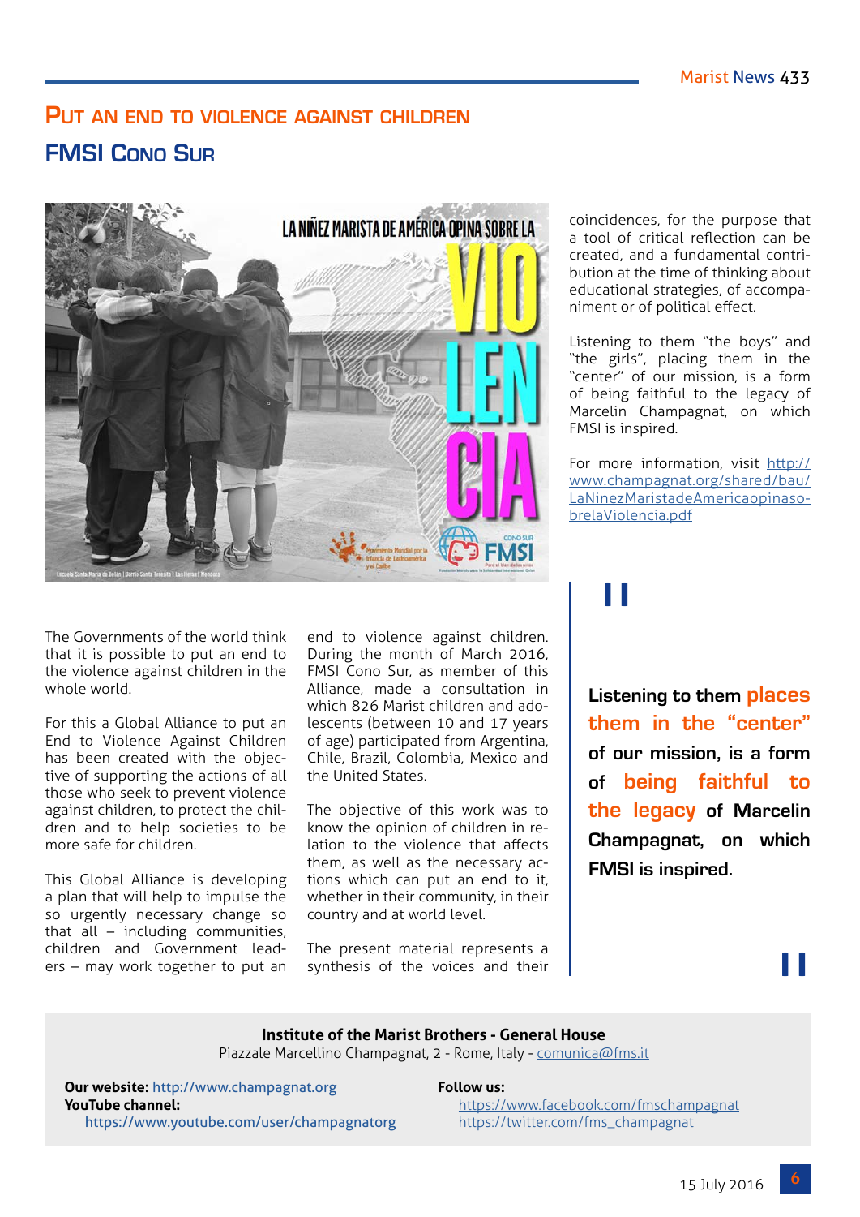# Put an end to violence against children

## FMSI Cono Sur

The Governments of the world think that it is possible to put an end to the violence against children in the whole world.

For this a Global Alliance to put an End to Violence Against Children has been created with the objective of supporting the actions of all those who seek to prevent violence against children, to protect the children and to help societies to be more safe for children.

This Global Alliance is developing a plan that will help to impulse the so urgently necessary change so that all – including communities, children and Government leaders – may work together to put an end to violence against children. During the month of March 2016, FMSI Cono Sur, as member of this Alliance, made a consultation in which 826 Marist children and adolescents (between 10 and 17 years of age) participated from Argentina, Chile, Brazil, Colombia, Mexico and the United States.

The objective of this work was to know the opinion of children in relation to the violence that affects them, as well as the necessary actions which can put an end to it, whether in their community, in their country and at world level.

The present material represents a synthesis of the voices and their coincidences, for the purpose that a tool of critical reflection can be created, and a fundamental contribution at the time of thinking about educational strategies, of accompaniment or of political effect.

Listening to them "the boys" and "the girls", placing them in the "center" of our mission, is a form of being faithful to the legacy of Marcelin Champagnat, on which FMSI is inspired.

For more information, visit http://www.champagnat.org/shared/bau/LaNinezMaristadeAmericaopinasobrelaViolencia.pdf

> **Listening to them places them in the "center" of our mission, is a form of being faithful to the legacy of Marcelin Champagnat, on which FMSI is inspired.**

---

**Institute of the Marist Brothers - General House**
Piazzale Marcellino Champagnat, 2 - Rome, Italy - comunica@fms.it

**Our website:** http://www.champagnat.org
**YouTube channel:** https://www.youtube.com/user/champagnatorg

**Follow us:**
https://www.facebook.com/fmschampagnat
https://twitter.com/fms_champagnat